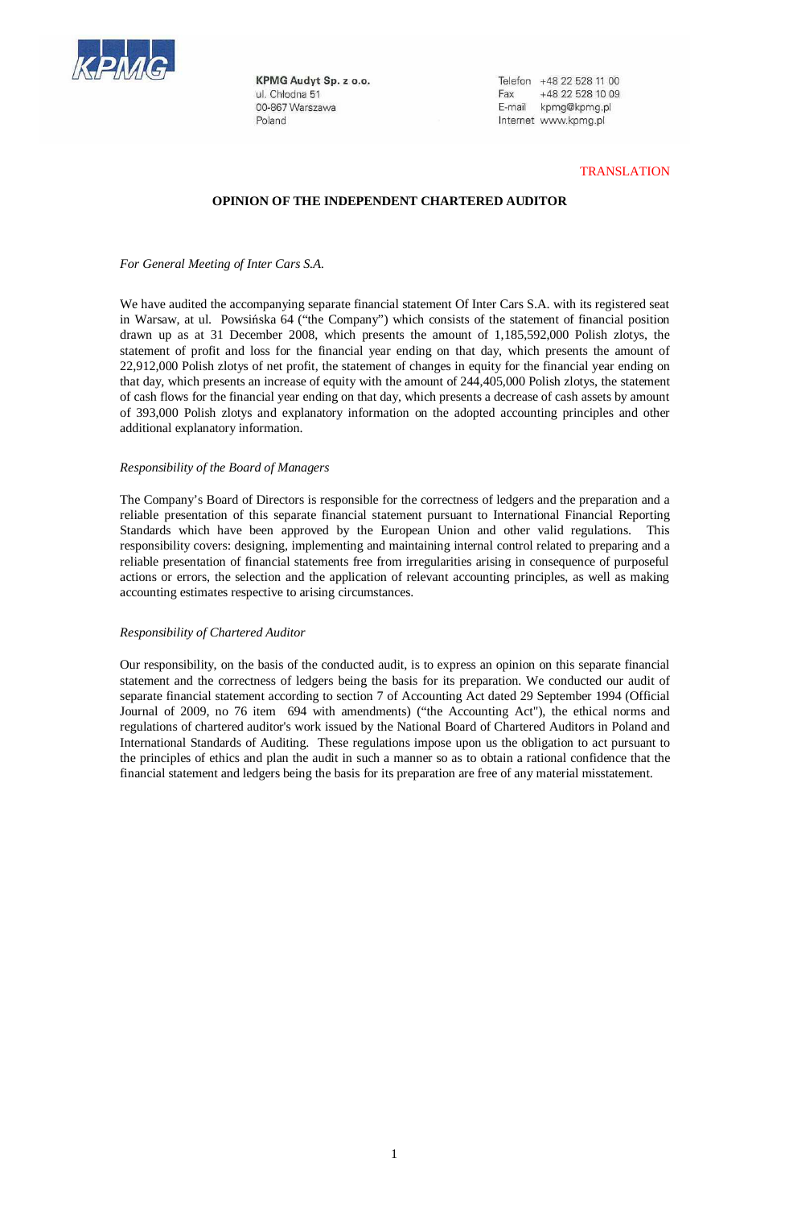KPMG Audyt Sp. z o.o.
ul. Chłodna 51
00-867 Warszawa
Poland

Telefon +48 22 528 11 00
Fax +48 22 528 10 09
E-mail kpmg@kpmg.pl
Internet www.kpmg.pl

TRANSLATION

# OPINION OF THE INDEPENDENT CHARTERED AUDITOR

*For General Meeting of Inter Cars S.A.*

We have audited the accompanying separate financial statement Of Inter Cars S.A. with its registered seat in Warsaw, at ul. Powsińska 64 ("the Company") which consists of the statement of financial position drawn up as at 31 December 2008, which presents the amount of 1,185,592,000 Polish zlotys, the statement of profit and loss for the financial year ending on that day, which presents the amount of 22,912,000 Polish zlotys of net profit, the statement of changes in equity for the financial year ending on that day, which presents an increase of equity with the amount of 244,405,000 Polish zlotys, the statement of cash flows for the financial year ending on that day, which presents a decrease of cash assets by amount of 393,000 Polish zlotys and explanatory information on the adopted accounting principles and other additional explanatory information.

*Responsibility of the Board of Managers*

The Company's Board of Directors is responsible for the correctness of ledgers and the preparation and a reliable presentation of this separate financial statement pursuant to International Financial Reporting Standards which have been approved by the European Union and other valid regulations. This responsibility covers: designing, implementing and maintaining internal control related to preparing and a reliable presentation of financial statements free from irregularities arising in consequence of purposeful actions or errors, the selection and the application of relevant accounting principles, as well as making accounting estimates respective to arising circumstances.

*Responsibility of Chartered Auditor*

Our responsibility, on the basis of the conducted audit, is to express an opinion on this separate financial statement and the correctness of ledgers being the basis for its preparation. We conducted our audit of separate financial statement according to section 7 of Accounting Act dated 29 September 1994 (Official Journal of 2009, no 76 item 694 with amendments) ("the Accounting Act"), the ethical norms and regulations of chartered auditor's work issued by the National Board of Chartered Auditors in Poland and International Standards of Auditing. These regulations impose upon us the obligation to act pursuant to the principles of ethics and plan the audit in such a manner so as to obtain a rational confidence that the financial statement and ledgers being the basis for its preparation are free of any material misstatement.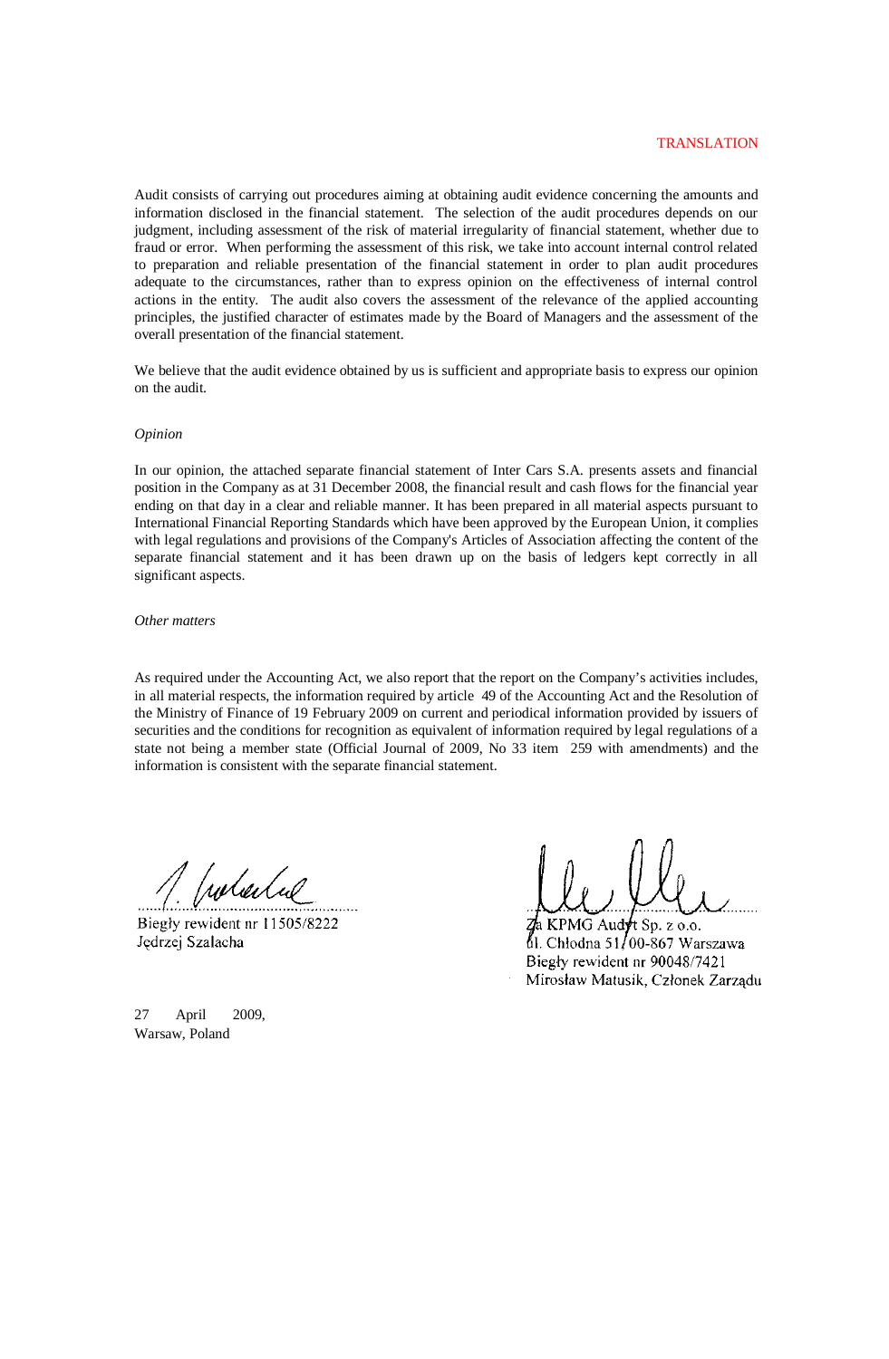TRANSLATION

Audit consists of carrying out procedures aiming at obtaining audit evidence concerning the amounts and information disclosed in the financial statement. The selection of the audit procedures depends on our judgment, including assessment of the risk of material irregularity of financial statement, whether due to fraud or error. When performing the assessment of this risk, we take into account internal control related to preparation and reliable presentation of the financial statement in order to plan audit procedures adequate to the circumstances, rather than to express opinion on the effectiveness of internal control actions in the entity. The audit also covers the assessment of the relevance of the applied accounting principles, the justified character of estimates made by the Board of Managers and the assessment of the overall presentation of the financial statement.

We believe that the audit evidence obtained by us is sufficient and appropriate basis to express our opinion on the audit.

*Opinion*

In our opinion, the attached separate financial statement of Inter Cars S.A. presents assets and financial position in the Company as at 31 December 2008, the financial result and cash flows for the financial year ending on that day in a clear and reliable manner. It has been prepared in all material aspects pursuant to International Financial Reporting Standards which have been approved by the European Union, it complies with legal regulations and provisions of the Company's Articles of Association affecting the content of the separate financial statement and it has been drawn up on the basis of ledgers kept correctly in all significant aspects.

*Other matters*

As required under the Accounting Act, we also report that the report on the Company's activities includes, in all material respects, the information required by article 49 of the Accounting Act and the Resolution of the Ministry of Finance of 19 February 2009 on current and periodical information provided by issuers of securities and the conditions for recognition as equivalent of information required by legal regulations of a state not being a member state (Official Journal of 2009, No 33 item 259 with amendments) and the information is consistent with the separate financial statement.

Biegły rewident nr 11505/8222
Jędrzej Szalacha

Za KPMG Audyt Sp. z o.o.
ul. Chłodna 51, 00-867 Warszawa
Biegły rewident nr 90048/7421
Mirosław Matusik, Członek Zarządu

27 April 2009,
Warsaw, Poland